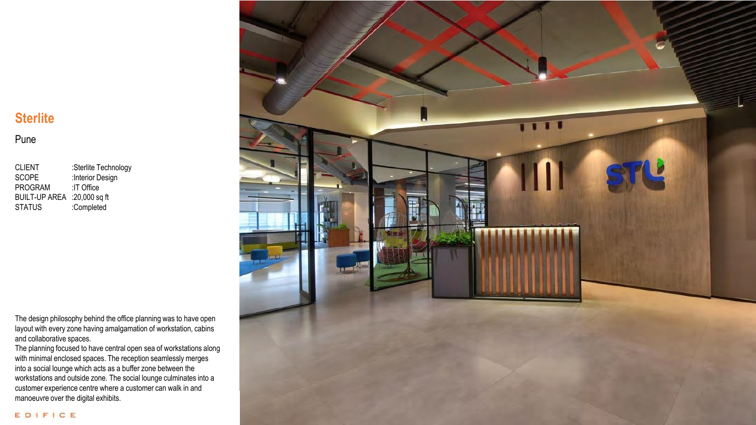## Sterlite

Pune

| | |
|---|---|
| CLIENT | :Sterlite Technology |
| SCOPE | :Interior Design |
| PROGRAM | :IT Office |
| BUILT-UP AREA | :20,000 sq ft |
| STATUS | :Completed |

The design philosophy behind the office planning was to have open layout with every zone having amalgamation of workstation, cabins and collaborative spaces.
The planning focused to have central open sea of workstations along with minimal enclosed spaces. The reception seamlessly merges into a social lounge which acts as a buffer zone between the workstations and outside zone. The social lounge culminates into a customer experience centre where a customer can walk in and manoeuvre over the digital exhibits.

EDIFICE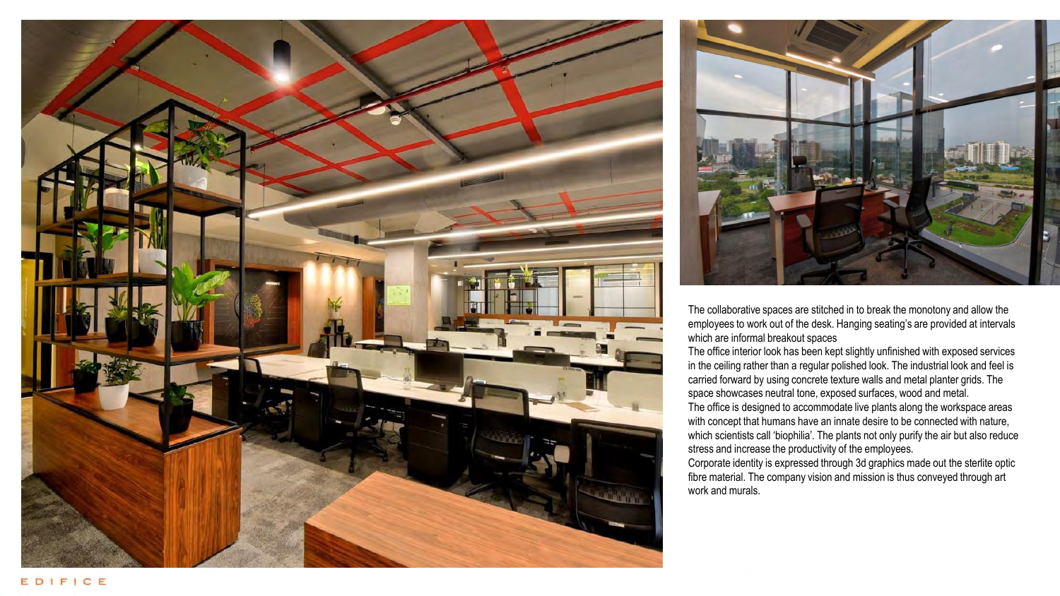The collaborative spaces are stitched in to break the monotony and allow the employees to work out of the desk. Hanging seating's are provided at intervals which are informal breakout spaces

The office interior look has been kept slightly unfinished with exposed services in the ceiling rather than a regular polished look. The industrial look and feel is carried forward by using concrete texture walls and metal planter grids. The space showcases neutral tone, exposed surfaces, wood and metal.

The office is designed to accommodate live plants along the workspace areas with concept that humans have an innate desire to be connected with nature, which scientists call 'biophilia'. The plants not only purify the air but also reduce stress and increase the productivity of the employees.

Corporate identity is expressed through 3d graphics made out the sterlite optic fibre material. The company vision and mission is thus conveyed through art work and murals.